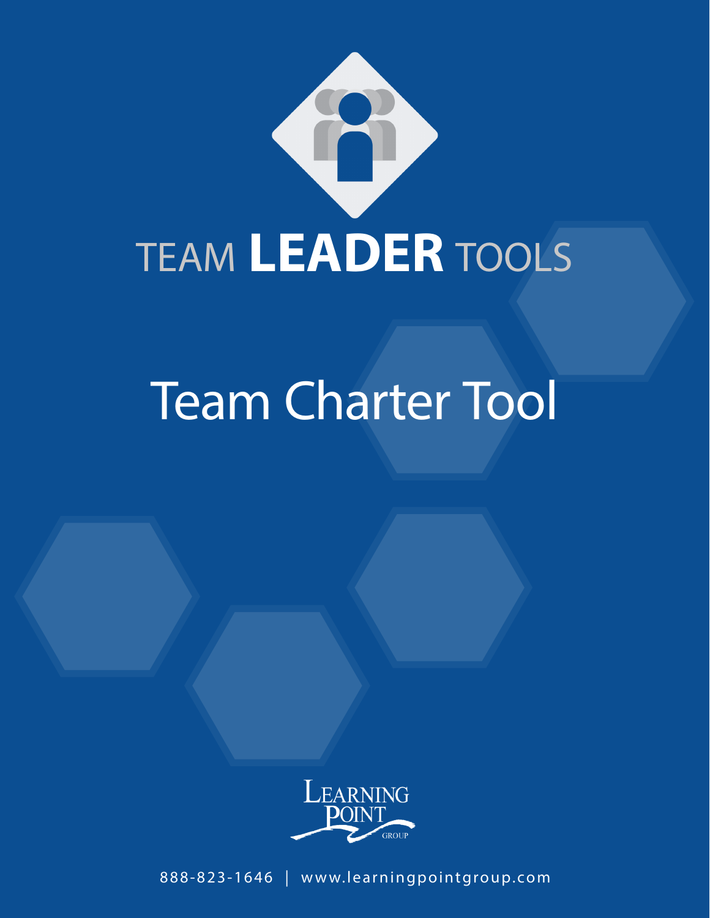# TEAM **LEADER** TOOLS

# Team Charter Tool

LEARNING POINT GROUP

888-823-1646 | www.learningpointgroup.com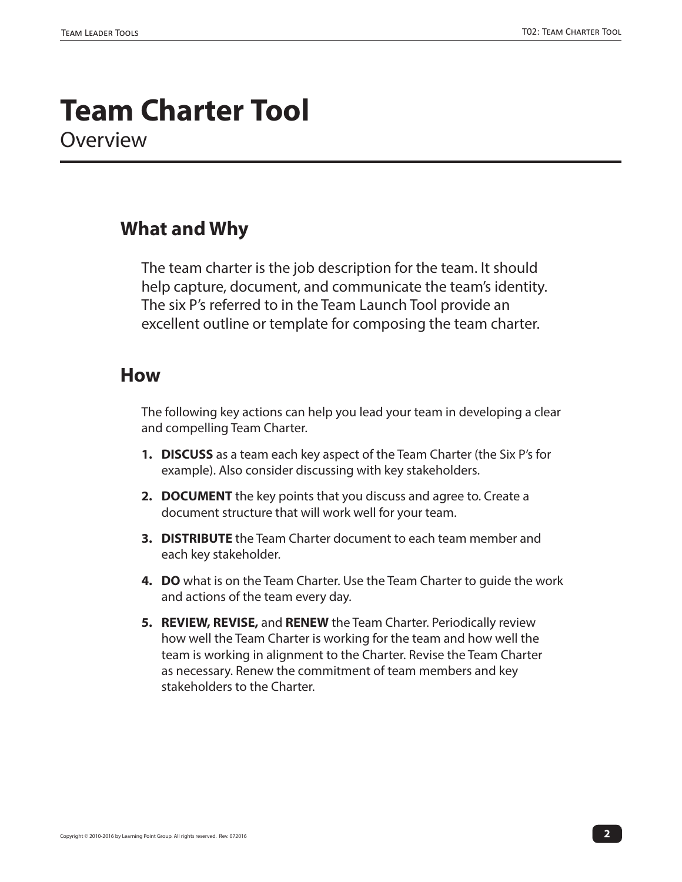# Team Charter Tool

Overview

## What and Why

The team charter is the job description for the team. It should help capture, document, and communicate the team's identity. The six P's referred to in the Team Launch Tool provide an excellent outline or template for composing the team charter.

## How

The following key actions can help you lead your team in developing a clear and compelling Team Charter.

1. **DISCUSS** as a team each key aspect of the Team Charter (the Six P's for example). Also consider discussing with key stakeholders.
2. **DOCUMENT** the key points that you discuss and agree to. Create a document structure that will work well for your team.
3. **DISTRIBUTE** the Team Charter document to each team member and each key stakeholder.
4. **DO** what is on the Team Charter. Use the Team Charter to guide the work and actions of the team every day.
5. **REVIEW, REVISE,** and **RENEW** the Team Charter. Periodically review how well the Team Charter is working for the team and how well the team is working in alignment to the Charter. Revise the Team Charter as necessary. Renew the commitment of team members and key stakeholders to the Charter.

Copyright © 2010-2016 by Learning Point Group. All rights reserved. Rev. 072016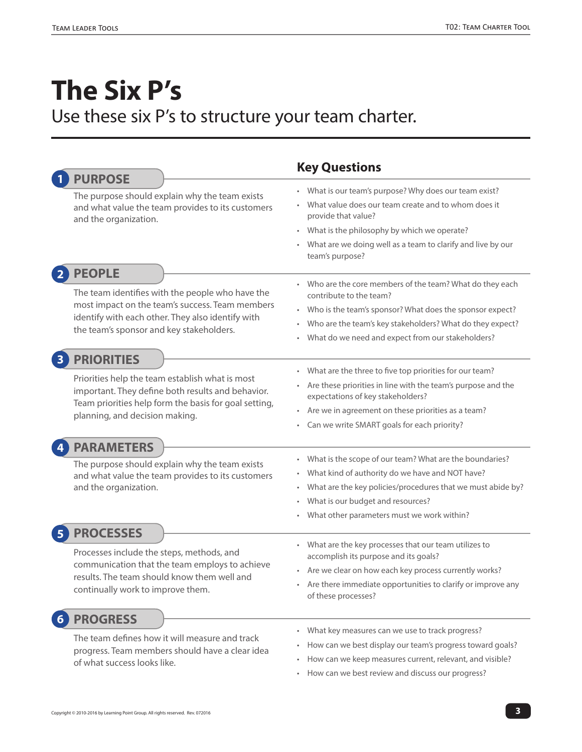# The Six P's

Use these six P's to structure your team charter.

## 1 PURPOSE

The purpose should explain why the team exists and what value the team provides to its customers and the organization.

**Key Questions**

- What is our team's purpose? Why does our team exist?
- What value does our team create and to whom does it provide that value?
- What is the philosophy by which we operate?
- What are we doing well as a team to clarify and live by our team's purpose?

## 2 PEOPLE

The team identifies with the people who have the most impact on the team's success. Team members identify with each other. They also identify with the team's sponsor and key stakeholders.

- Who are the core members of the team? What do they each contribute to the team?
- Who is the team's sponsor? What does the sponsor expect?
- Who are the team's key stakeholders? What do they expect?
- What do we need and expect from our stakeholders?

## 3 PRIORITIES

Priorities help the team establish what is most important. They define both results and behavior. Team priorities help form the basis for goal setting, planning, and decision making.

- What are the three to five top priorities for our team?
- Are these priorities in line with the team's purpose and the expectations of key stakeholders?
- Are we in agreement on these priorities as a team?
- Can we write SMART goals for each priority?

## 4 PARAMETERS

The purpose should explain why the team exists and what value the team provides to its customers and the organization.

- What is the scope of our team? What are the boundaries?
- What kind of authority do we have and NOT have?
- What are the key policies/procedures that we must abide by?
- What is our budget and resources?
- What other parameters must we work within?

## 5 PROCESSES

Processes include the steps, methods, and communication that the team employs to achieve results. The team should know them well and continually work to improve them.

- What are the key processes that our team utilizes to accomplish its purpose and its goals?
- Are we clear on how each key process currently works?
- Are there immediate opportunities to clarify or improve any of these processes?

## 6 PROGRESS

The team defines how it will measure and track progress. Team members should have a clear idea of what success looks like.

- What key measures can we use to track progress?
- How can we best display our team's progress toward goals?
- How can we keep measures current, relevant, and visible?
- How can we best review and discuss our progress?

Copyright © 2010-2016 by Learning Point Group. All rights reserved. Rev. 072016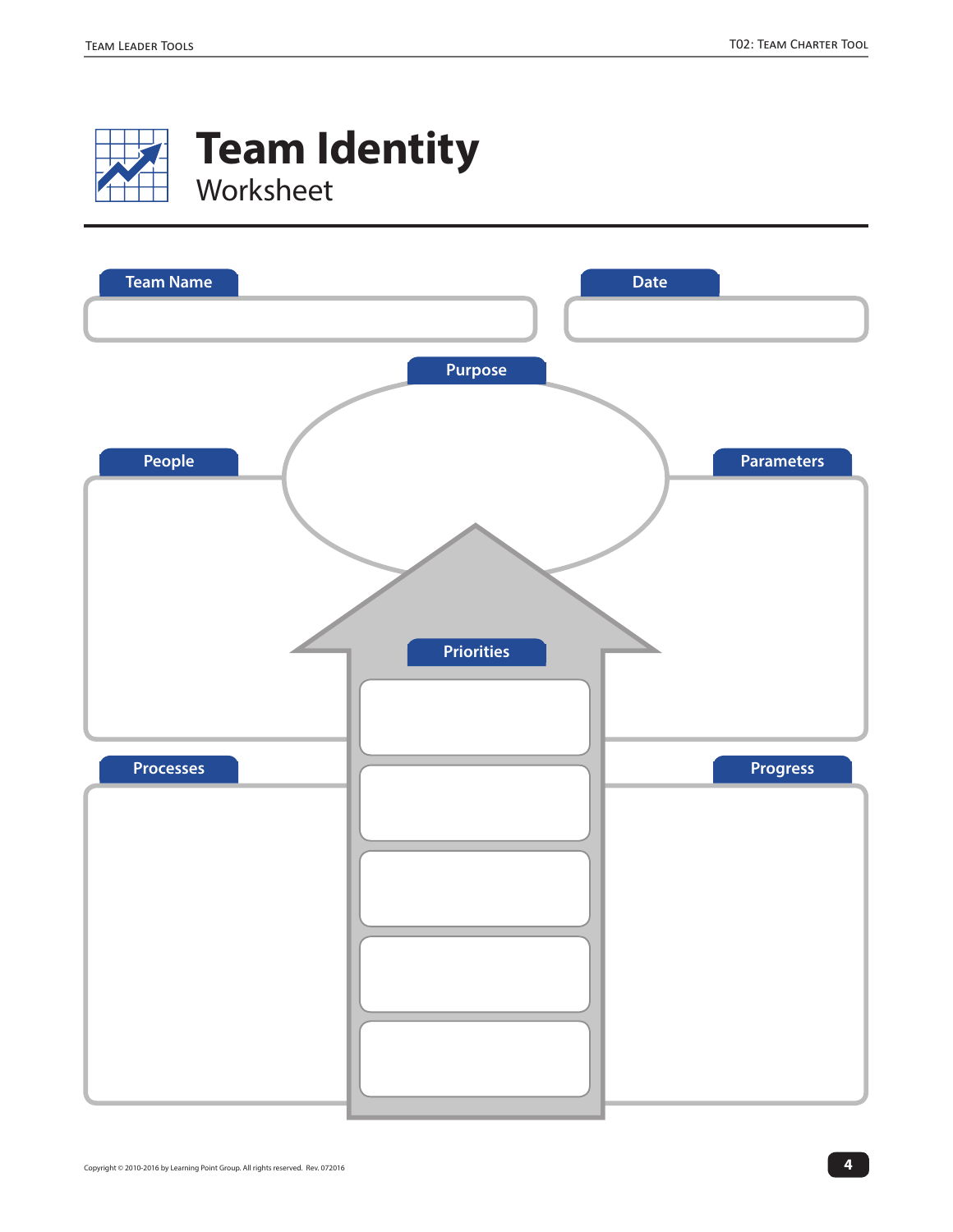# Team Identity

## Worksheet

**Team Name**

**Date**

**Purpose**

**People**

**Parameters**

**Priorities**

**Processes**

**Progress**

Copyright © 2010-2016 by Learning Point Group. All rights reserved. Rev. 072016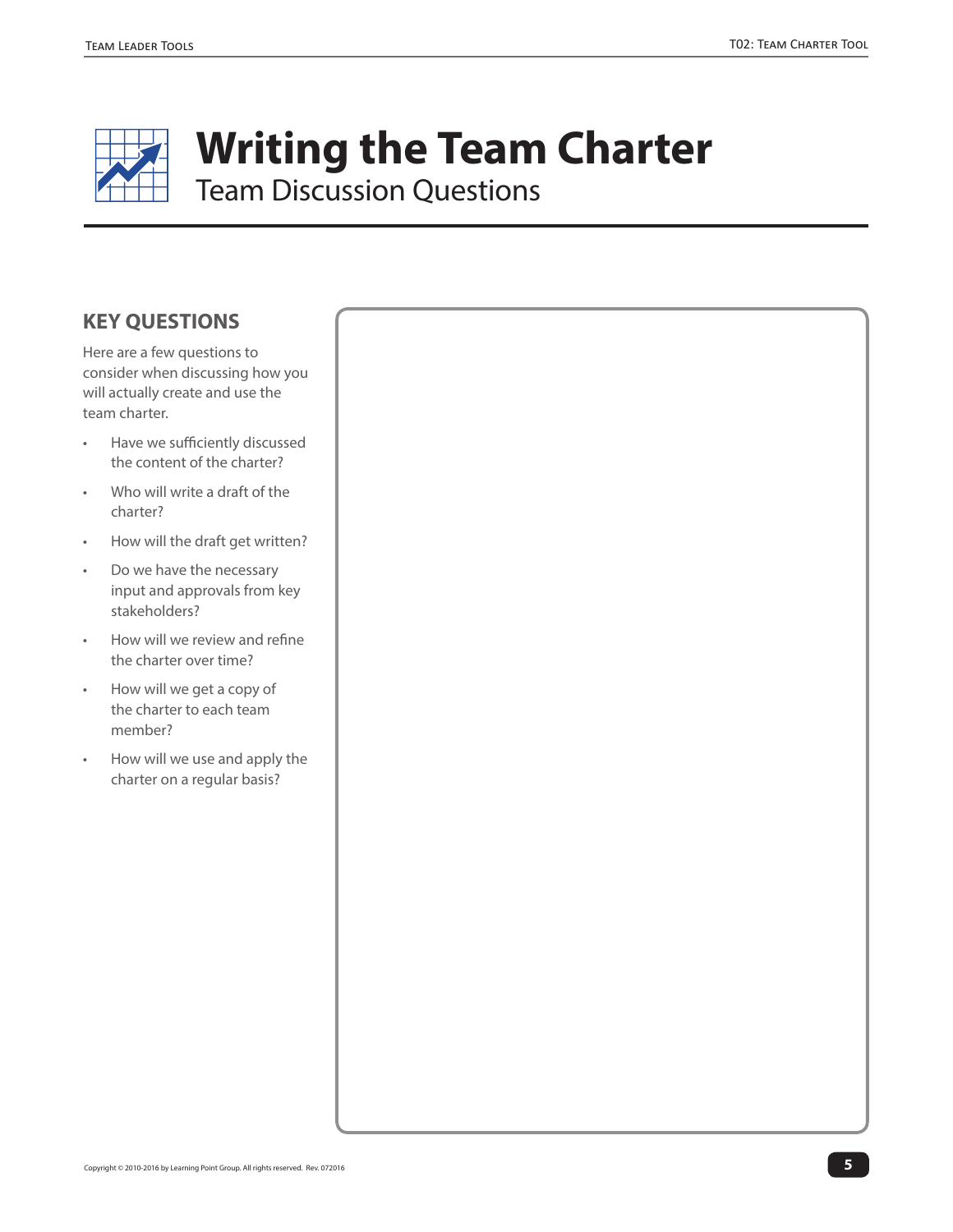# Writing the Team Charter

## Team Discussion Questions

### KEY QUESTIONS

Here are a few questions to consider when discussing how you will actually create and use the team charter.

- Have we sufficiently discussed the content of the charter?
- Who will write a draft of the charter?
- How will the draft get written?
- Do we have the necessary input and approvals from key stakeholders?
- How will we review and refine the charter over time?
- How will we get a copy of the charter to each team member?
- How will we use and apply the charter on a regular basis?

Copyright © 2010-2016 by Learning Point Group. All rights reserved. Rev. 072016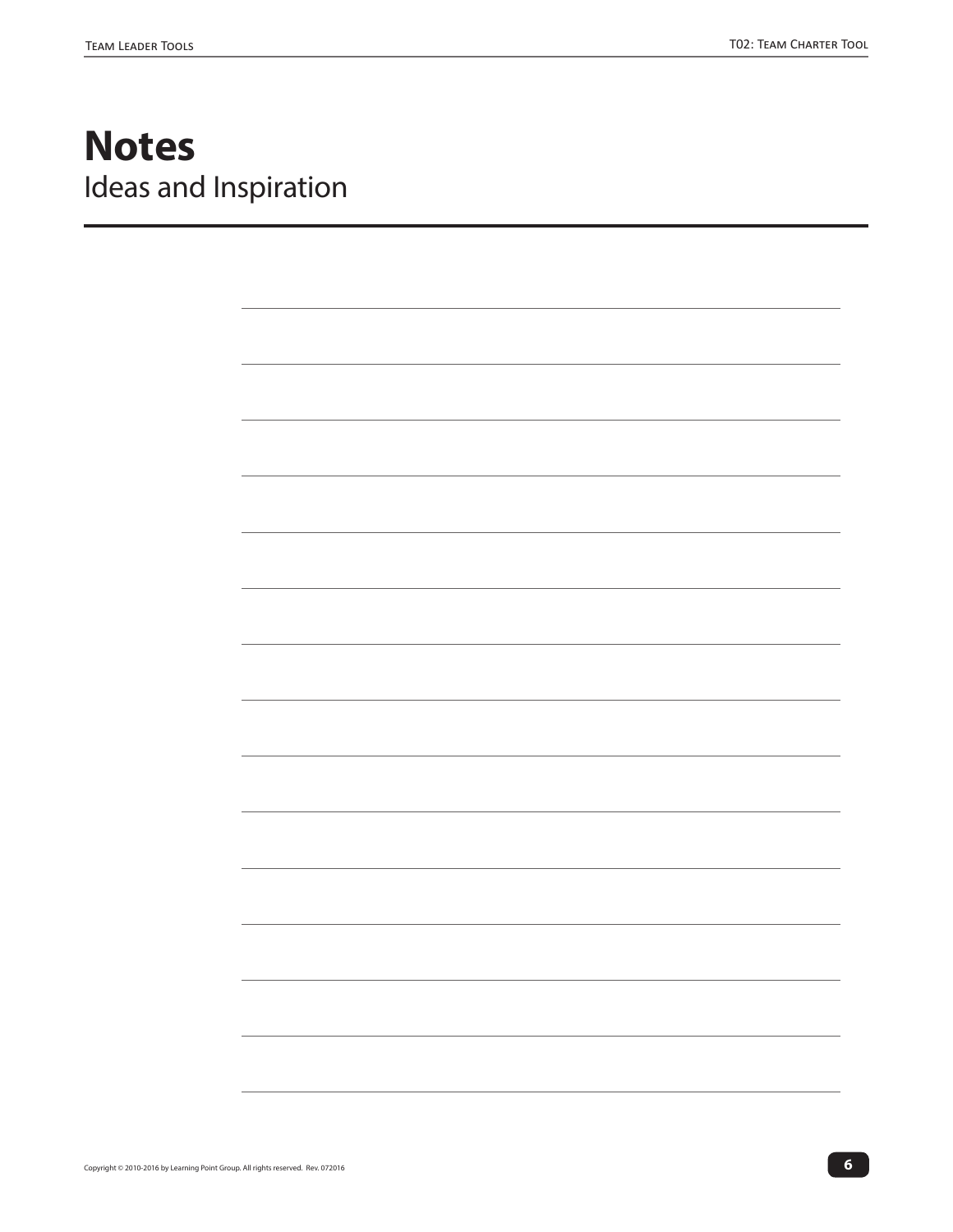# Notes

Ideas and Inspiration